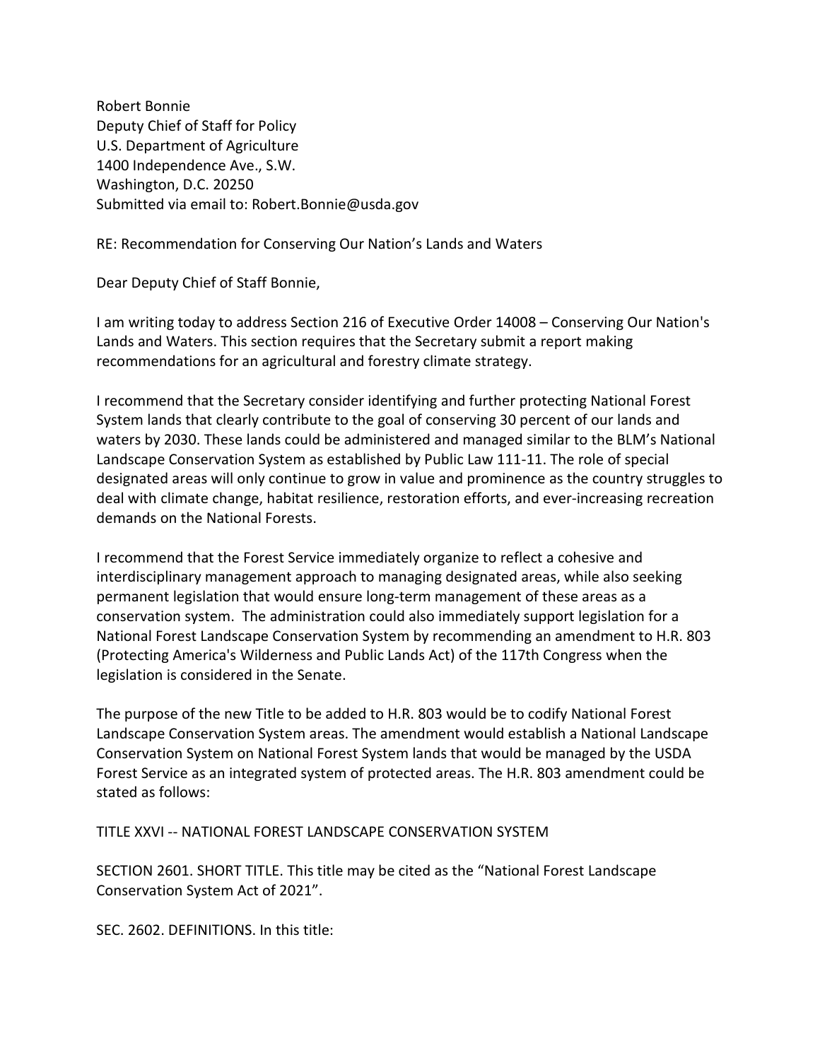Robert Bonnie
Deputy Chief of Staff for Policy
U.S. Department of Agriculture
1400 Independence Ave., S.W.
Washington, D.C. 20250
Submitted via email to: Robert.Bonnie@usda.gov

RE: Recommendation for Conserving Our Nation's Lands and Waters

Dear Deputy Chief of Staff Bonnie,

I am writing today to address Section 216 of Executive Order 14008 – Conserving Our Nation's Lands and Waters. This section requires that the Secretary submit a report making recommendations for an agricultural and forestry climate strategy.

I recommend that the Secretary consider identifying and further protecting National Forest System lands that clearly contribute to the goal of conserving 30 percent of our lands and waters by 2030. These lands could be administered and managed similar to the BLM's National Landscape Conservation System as established by Public Law 111-11. The role of special designated areas will only continue to grow in value and prominence as the country struggles to deal with climate change, habitat resilience, restoration efforts, and ever-increasing recreation demands on the National Forests.

I recommend that the Forest Service immediately organize to reflect a cohesive and interdisciplinary management approach to managing designated areas, while also seeking permanent legislation that would ensure long-term management of these areas as a conservation system. The administration could also immediately support legislation for a National Forest Landscape Conservation System by recommending an amendment to H.R. 803 (Protecting America's Wilderness and Public Lands Act) of the 117th Congress when the legislation is considered in the Senate.

The purpose of the new Title to be added to H.R. 803 would be to codify National Forest Landscape Conservation System areas. The amendment would establish a National Landscape Conservation System on National Forest System lands that would be managed by the USDA Forest Service as an integrated system of protected areas. The H.R. 803 amendment could be stated as follows:

TITLE XXVI -- NATIONAL FOREST LANDSCAPE CONSERVATION SYSTEM

SECTION 2601. SHORT TITLE. This title may be cited as the "National Forest Landscape Conservation System Act of 2021".

SEC. 2602. DEFINITIONS. In this title: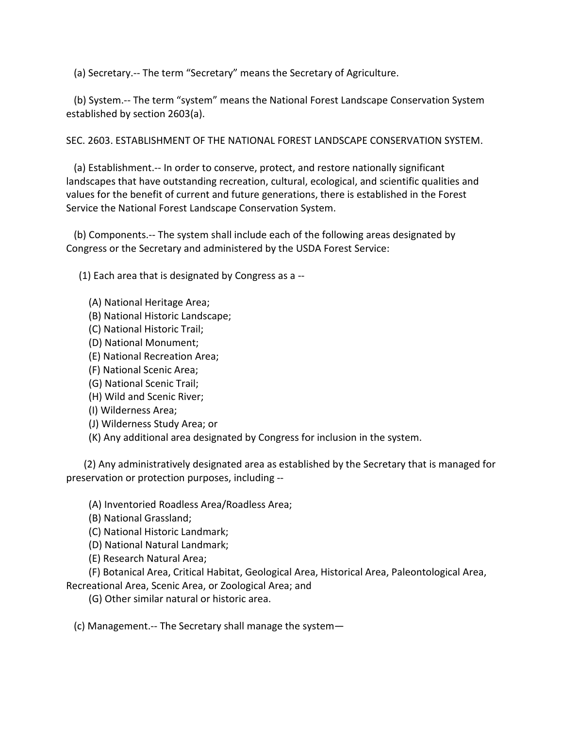(a) Secretary.-- The term “Secretary” means the Secretary of Agriculture.

(b) System.-- The term “system” means the National Forest Landscape Conservation System established by section 2603(a).

SEC. 2603. ESTABLISHMENT OF THE NATIONAL FOREST LANDSCAPE CONSERVATION SYSTEM.

(a) Establishment.-- In order to conserve, protect, and restore nationally significant landscapes that have outstanding recreation, cultural, ecological, and scientific qualities and values for the benefit of current and future generations, there is established in the Forest Service the National Forest Landscape Conservation System.

(b) Components.-- The system shall include each of the following areas designated by Congress or the Secretary and administered by the USDA Forest Service:

(1) Each area that is designated by Congress as a --

(A) National Heritage Area;
(B) National Historic Landscape;
(C) National Historic Trail;
(D) National Monument;
(E) National Recreation Area;
(F) National Scenic Area;
(G) National Scenic Trail;
(H) Wild and Scenic River;
(I) Wilderness Area;
(J) Wilderness Study Area; or
(K) Any additional area designated by Congress for inclusion in the system.

(2) Any administratively designated area as established by the Secretary that is managed for preservation or protection purposes, including --

(A) Inventoried Roadless Area/Roadless Area;
(B) National Grassland;
(C) National Historic Landmark;
(D) National Natural Landmark;
(E) Research Natural Area;
(F) Botanical Area, Critical Habitat, Geological Area, Historical Area, Paleontological Area, Recreational Area, Scenic Area, or Zoological Area; and
(G) Other similar natural or historic area.

(c) Management.-- The Secretary shall manage the system—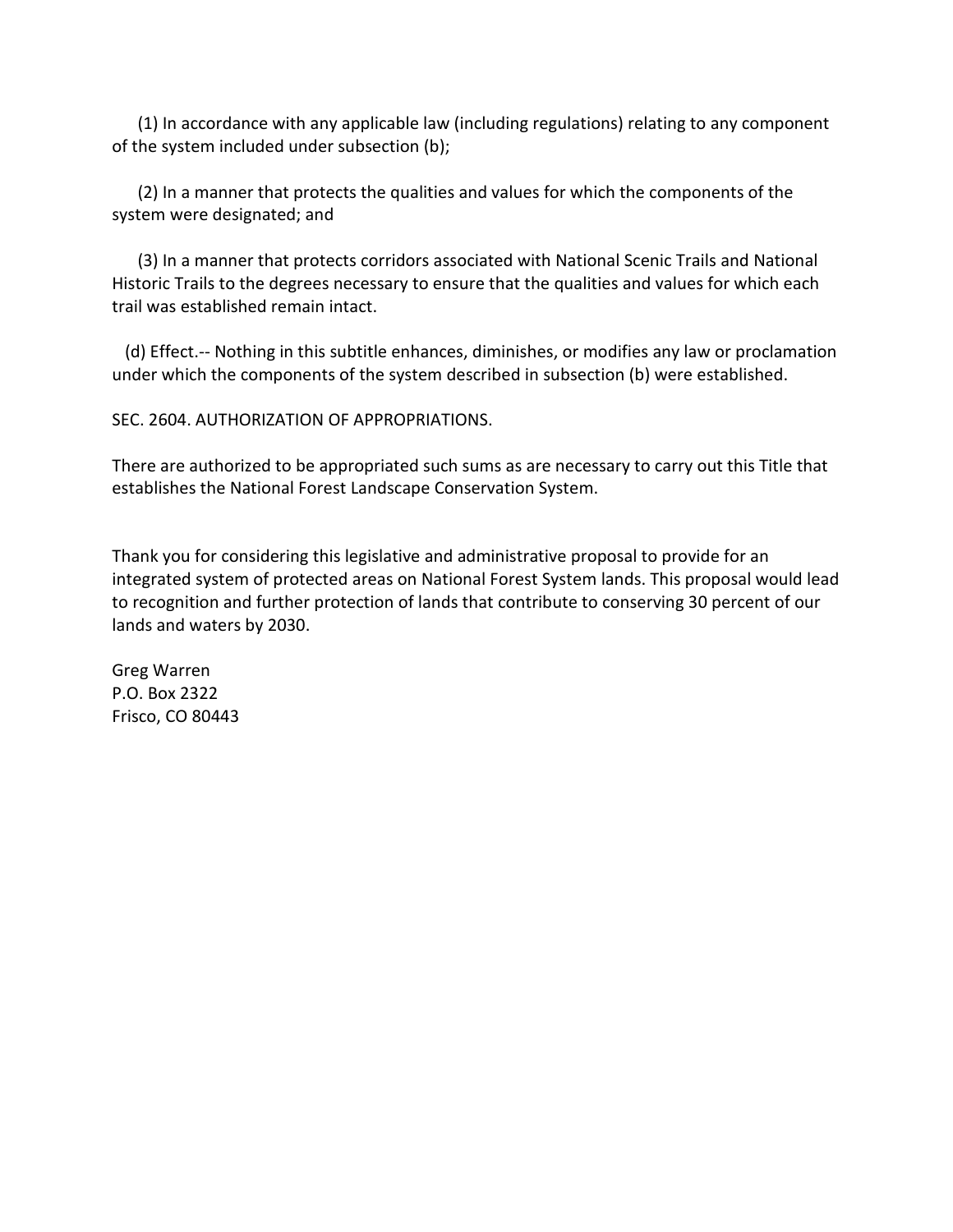(1) In accordance with any applicable law (including regulations) relating to any component of the system included under subsection (b);

(2) In a manner that protects the qualities and values for which the components of the system were designated; and

(3) In a manner that protects corridors associated with National Scenic Trails and National Historic Trails to the degrees necessary to ensure that the qualities and values for which each trail was established remain intact.

(d) Effect.-- Nothing in this subtitle enhances, diminishes, or modifies any law or proclamation under which the components of the system described in subsection (b) were established.

SEC. 2604. AUTHORIZATION OF APPROPRIATIONS.

There are authorized to be appropriated such sums as are necessary to carry out this Title that establishes the National Forest Landscape Conservation System.

Thank you for considering this legislative and administrative proposal to provide for an integrated system of protected areas on National Forest System lands. This proposal would lead to recognition and further protection of lands that contribute to conserving 30 percent of our lands and waters by 2030.

Greg Warren  
P.O. Box 2322  
Frisco, CO 80443